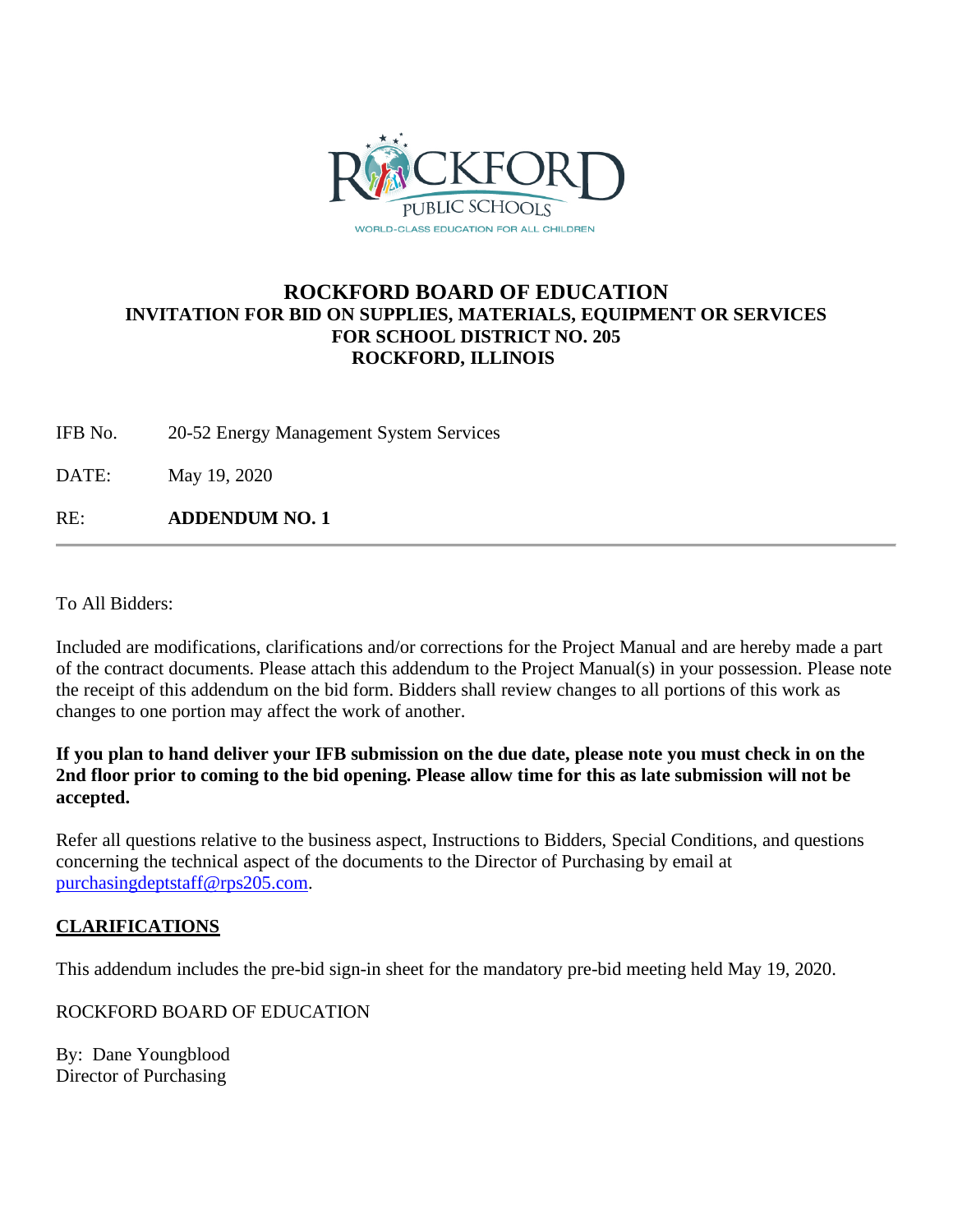ROCKFORD PUBLIC SCHOOLS

WORLD-CLASS EDUCATION FOR ALL CHILDREN

# ROCKFORD BOARD OF EDUCATION

## INVITATION FOR BID ON SUPPLIES, MATERIALS, EQUIPMENT OR SERVICES FOR SCHOOL DISTRICT NO. 205 ROCKFORD, ILLINOIS

IFB No. 20-52 Energy Management System Services

DATE: May 19, 2020

RE: **ADDENDUM NO. 1**

---

To All Bidders:

Included are modifications, clarifications and/or corrections for the Project Manual and are hereby made a part of the contract documents. Please attach this addendum to the Project Manual(s) in your possession. Please note the receipt of this addendum on the bid form. Bidders shall review changes to all portions of this work as changes to one portion may affect the work of another.

**If you plan to hand deliver your IFB submission on the due date, please note you must check in on the 2nd floor prior to coming to the bid opening. Please allow time for this as late submission will not be accepted.**

Refer all questions relative to the business aspect, Instructions to Bidders, Special Conditions, and questions concerning the technical aspect of the documents to the Director of Purchasing by email at purchasingdeptstaff@rps205.com.

**CLARIFICATIONS**

This addendum includes the pre-bid sign-in sheet for the mandatory pre-bid meeting held May 19, 2020.

ROCKFORD BOARD OF EDUCATION

By: Dane Youngblood
Director of Purchasing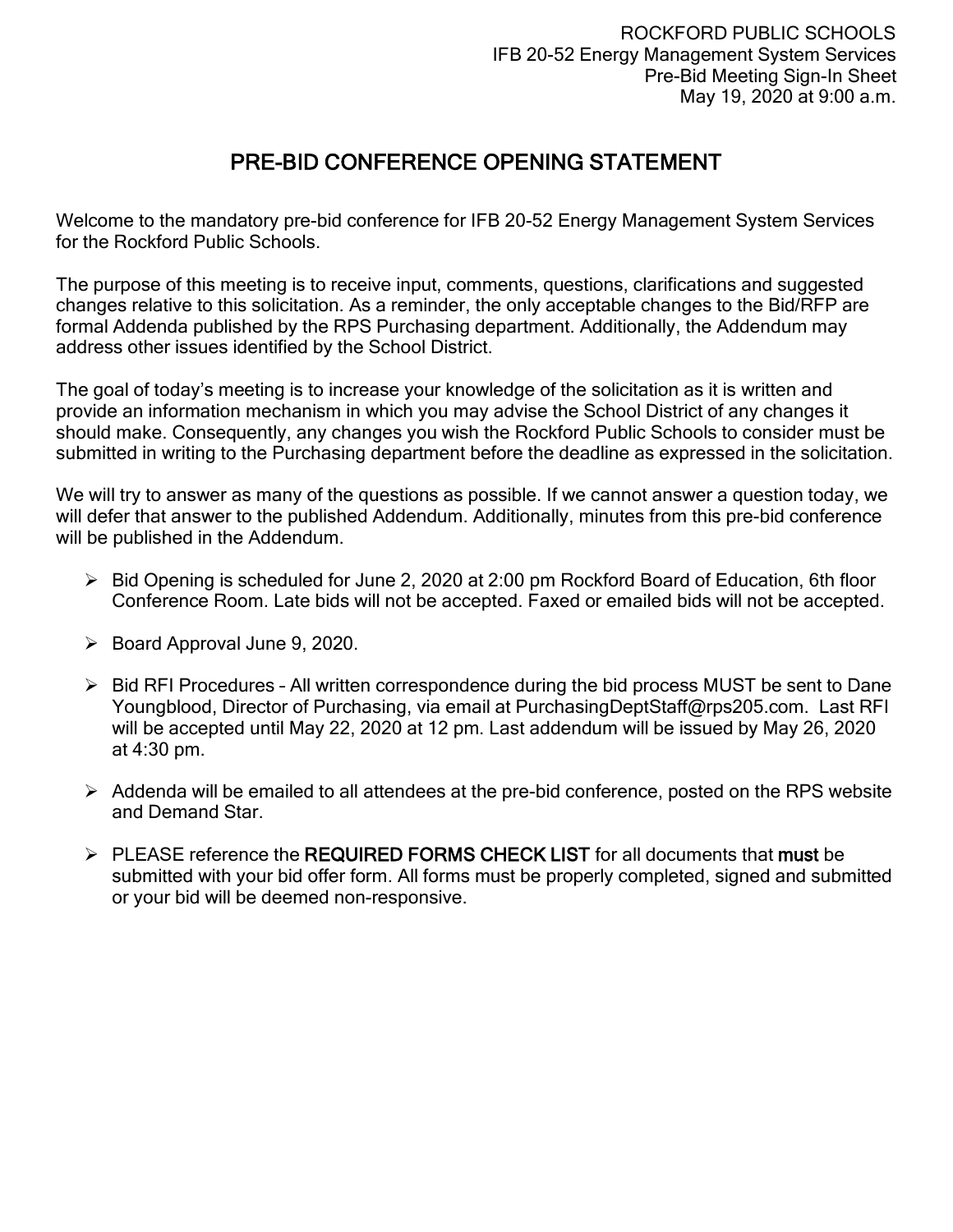ROCKFORD PUBLIC SCHOOLS
IFB 20-52 Energy Management System Services
Pre-Bid Meeting Sign-In Sheet
May 19, 2020 at 9:00 a.m.

# PRE-BID CONFERENCE OPENING STATEMENT

Welcome to the mandatory pre-bid conference for IFB 20-52 Energy Management System Services for the Rockford Public Schools.

The purpose of this meeting is to receive input, comments, questions, clarifications and suggested changes relative to this solicitation. As a reminder, the only acceptable changes to the Bid/RFP are formal Addenda published by the RPS Purchasing department. Additionally, the Addendum may address other issues identified by the School District.

The goal of today's meeting is to increase your knowledge of the solicitation as it is written and provide an information mechanism in which you may advise the School District of any changes it should make. Consequently, any changes you wish the Rockford Public Schools to consider must be submitted in writing to the Purchasing department before the deadline as expressed in the solicitation.

We will try to answer as many of the questions as possible. If we cannot answer a question today, we will defer that answer to the published Addendum. Additionally, minutes from this pre-bid conference will be published in the Addendum.

- Bid Opening is scheduled for June 2, 2020 at 2:00 pm Rockford Board of Education, 6th floor Conference Room. Late bids will not be accepted. Faxed or emailed bids will not be accepted.
- Board Approval June 9, 2020.
- Bid RFI Procedures – All written correspondence during the bid process MUST be sent to Dane Youngblood, Director of Purchasing, via email at PurchasingDeptStaff@rps205.com. Last RFI will be accepted until May 22, 2020 at 12 pm. Last addendum will be issued by May 26, 2020 at 4:30 pm.
- Addenda will be emailed to all attendees at the pre-bid conference, posted on the RPS website and Demand Star.
- PLEASE reference the **REQUIRED FORMS CHECK LIST** for all documents that **must** be submitted with your bid offer form. All forms must be properly completed, signed and submitted or your bid will be deemed non-responsive.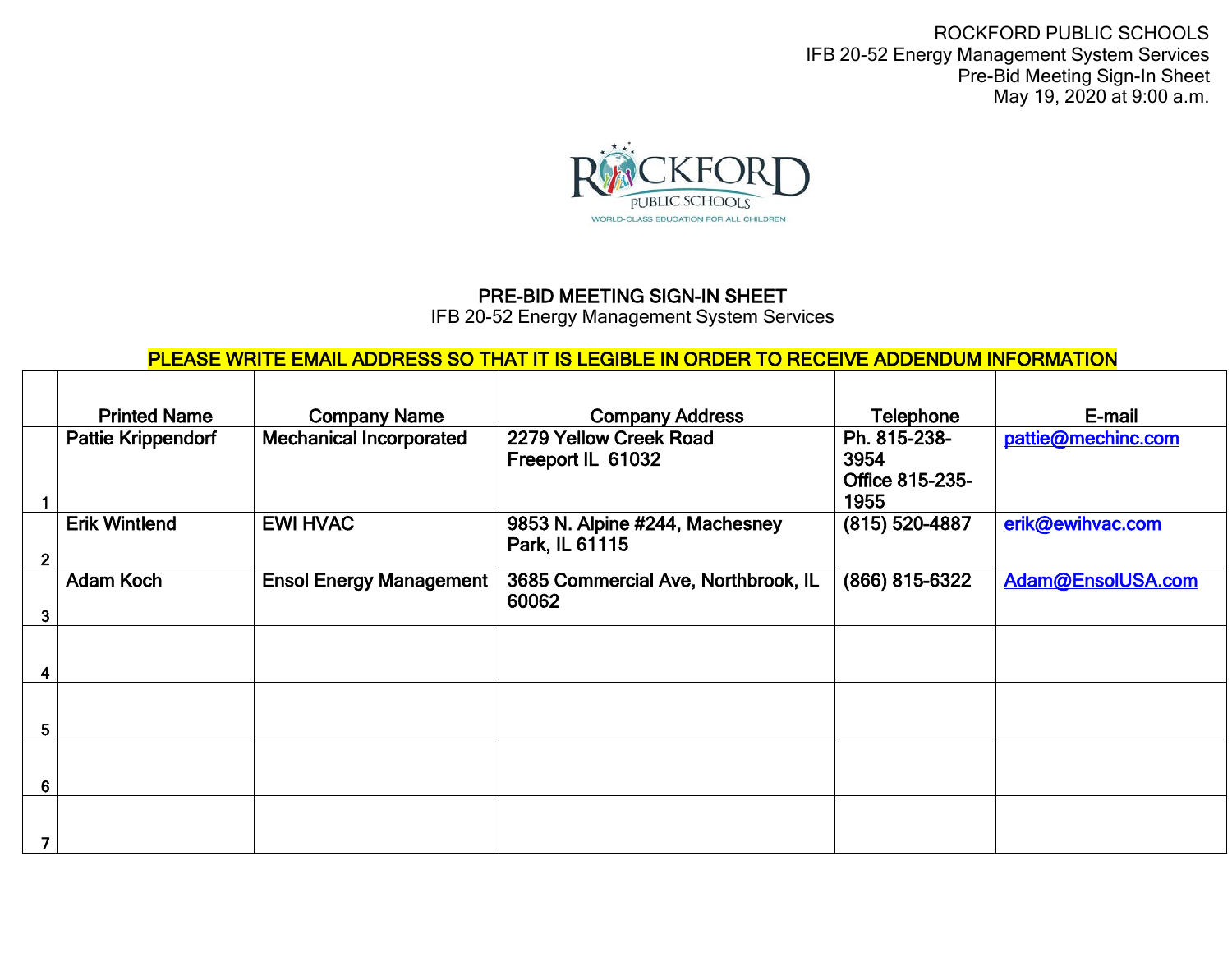ROCKFORD PUBLIC SCHOOLS
IFB 20-52 Energy Management System Services
Pre-Bid Meeting Sign-In Sheet
May 19, 2020 at 9:00 a.m.

## PRE-BID MEETING SIGN-IN SHEET

IFB 20-52 Energy Management System Services

**PLEASE WRITE EMAIL ADDRESS SO THAT IT IS LEGIBLE IN ORDER TO RECEIVE ADDENDUM INFORMATION**

| | Printed Name | Company Name | Company Address | Telephone | E-mail |
|---|---|---|---|---|---|
| 1 | Pattie Krippendorf | Mechanical Incorporated | 2279 Yellow Creek Road Freeport IL 61032 | Ph. 815-238-3954 Office 815-235-1955 | pattie@mechinc.com |
| 2 | Erik Wintlend | EWI HVAC | 9853 N. Alpine #244, Machesney Park, IL 61115 | (815) 520-4887 | erik@ewihvac.com |
| 3 | Adam Koch | Ensol Energy Management | 3685 Commercial Ave, Northbrook, IL 60062 | (866) 815-6322 | Adam@EnsolUSA.com |
| 4 | | | | | |
| 5 | | | | | |
| 6 | | | | | |
| 7 | | | | | |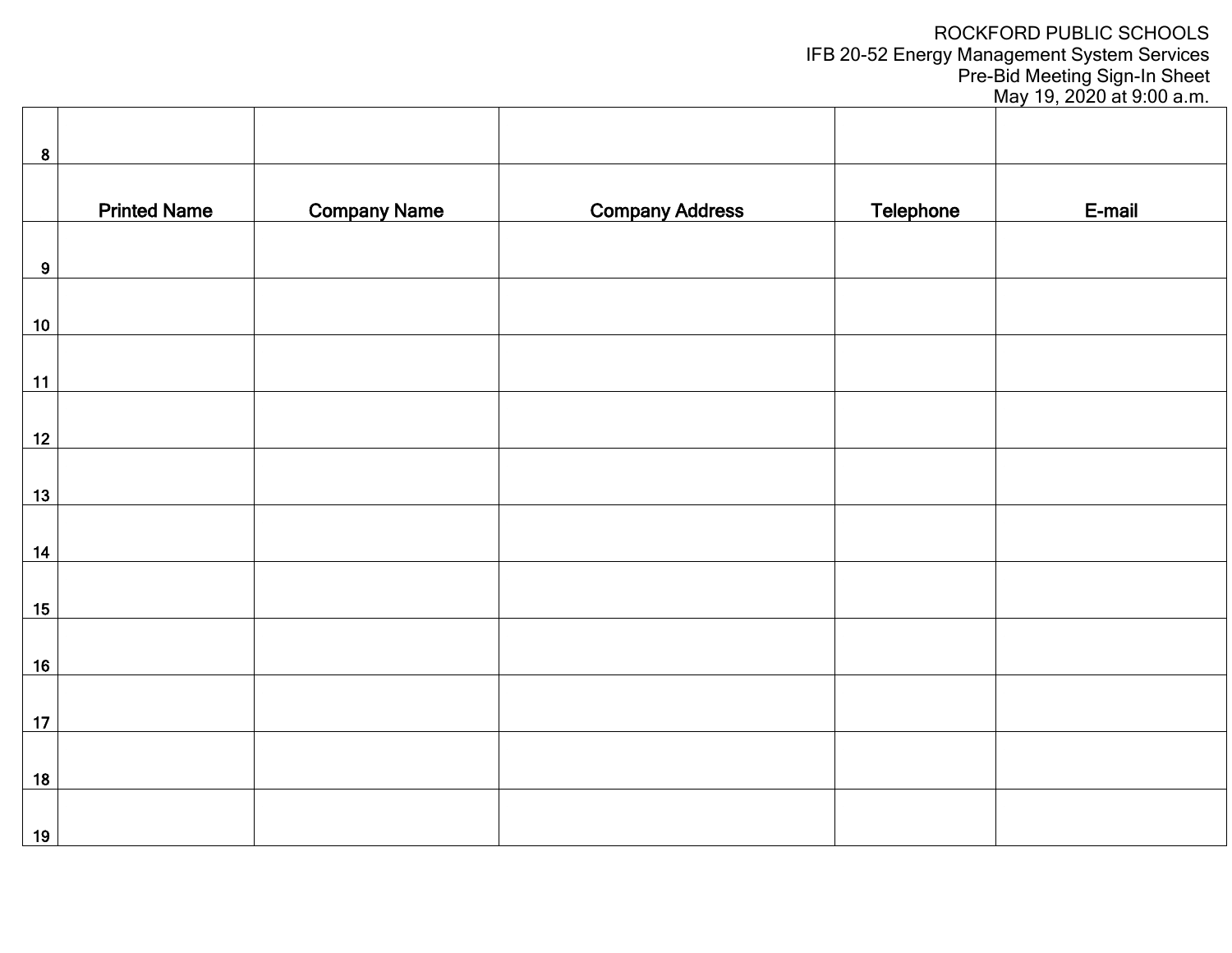ROCKFORD PUBLIC SCHOOLS
IFB 20-52 Energy Management System Services
Pre-Bid Meeting Sign-In Sheet
May 19, 2020 at 9:00 a.m.

| | | | | | |
|---|---|---|---|---|---|
| 8 | | | | | |
| | **Printed Name** | **Company Name** | **Company Address** | **Telephone** | **E-mail** |
| 9 | | | | | |
| 10 | | | | | |
| 11 | | | | | |
| 12 | | | | | |
| 13 | | | | | |
| 14 | | | | | |
| 15 | | | | | |
| 16 | | | | | |
| 17 | | | | | |
| 18 | | | | | |
| 19 | | | | | |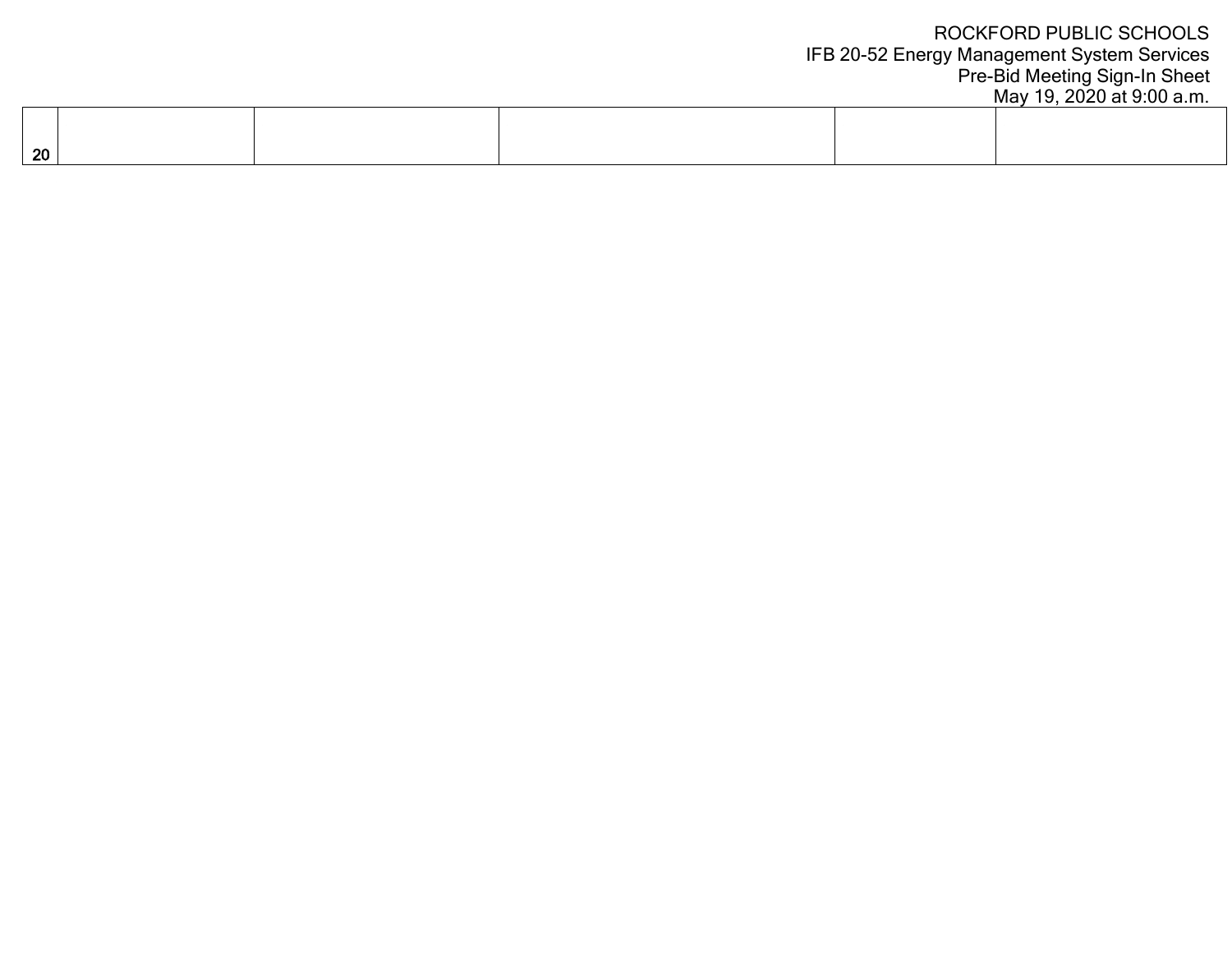| | | | | | |
|---|---|---|---|---|---|
| 20 | | | | | |